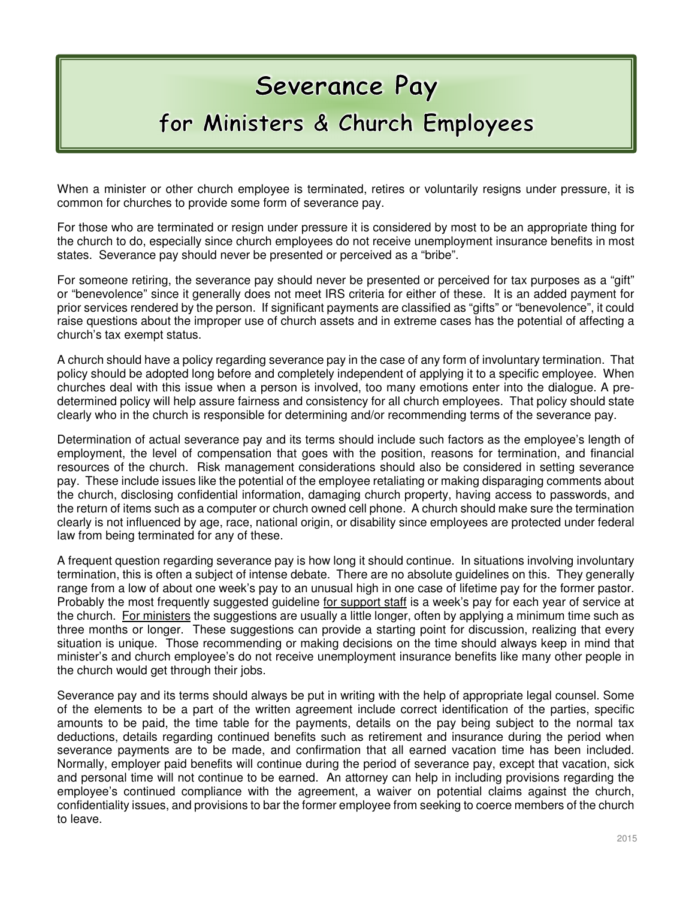# Severance Pay

## for Ministers & Church Employees

When a minister or other church employee is terminated, retires or voluntarily resigns under pressure, it is common for churches to provide some form of severance pay.

For those who are terminated or resign under pressure it is considered by most to be an appropriate thing for the church to do, especially since church employees do not receive unemployment insurance benefits in most states. Severance pay should never be presented or perceived as a "bribe".

For someone retiring, the severance pay should never be presented or perceived for tax purposes as a "gift" or "benevolence" since it generally does not meet IRS criteria for either of these. It is an added payment for prior services rendered by the person. If significant payments are classified as "gifts" or "benevolence", it could raise questions about the improper use of church assets and in extreme cases has the potential of affecting a church's tax exempt status.

A church should have a policy regarding severance pay in the case of any form of involuntary termination. That policy should be adopted long before and completely independent of applying it to a specific employee. When churches deal with this issue when a person is involved, too many emotions enter into the dialogue. A pre-determined policy will help assure fairness and consistency for all church employees. That policy should state clearly who in the church is responsible for determining and/or recommending terms of the severance pay.

Determination of actual severance pay and its terms should include such factors as the employee's length of employment, the level of compensation that goes with the position, reasons for termination, and financial resources of the church. Risk management considerations should also be considered in setting severance pay. These include issues like the potential of the employee retaliating or making disparaging comments about the church, disclosing confidential information, damaging church property, having access to passwords, and the return of items such as a computer or church owned cell phone. A church should make sure the termination clearly is not influenced by age, race, national origin, or disability since employees are protected under federal law from being terminated for any of these.

A frequent question regarding severance pay is how long it should continue. In situations involving involuntary termination, this is often a subject of intense debate. There are no absolute guidelines on this. They generally range from a low of about one week's pay to an unusual high in one case of lifetime pay for the former pastor. Probably the most frequently suggested guideline <u>for support staff</u> is a week's pay for each year of service at the church. <u>For ministers</u> the suggestions are usually a little longer, often by applying a minimum time such as three months or longer. These suggestions can provide a starting point for discussion, realizing that every situation is unique. Those recommending or making decisions on the time should always keep in mind that minister's and church employee's do not receive unemployment insurance benefits like many other people in the church would get through their jobs.

Severance pay and its terms should always be put in writing with the help of appropriate legal counsel. Some of the elements to be a part of the written agreement include correct identification of the parties, specific amounts to be paid, the time table for the payments, details on the pay being subject to the normal tax deductions, details regarding continued benefits such as retirement and insurance during the period when severance payments are to be made, and confirmation that all earned vacation time has been included. Normally, employer paid benefits will continue during the period of severance pay, except that vacation, sick and personal time will not continue to be earned. An attorney can help in including provisions regarding the employee's continued compliance with the agreement, a waiver on potential claims against the church, confidentiality issues, and provisions to bar the former employee from seeking to coerce members of the church to leave.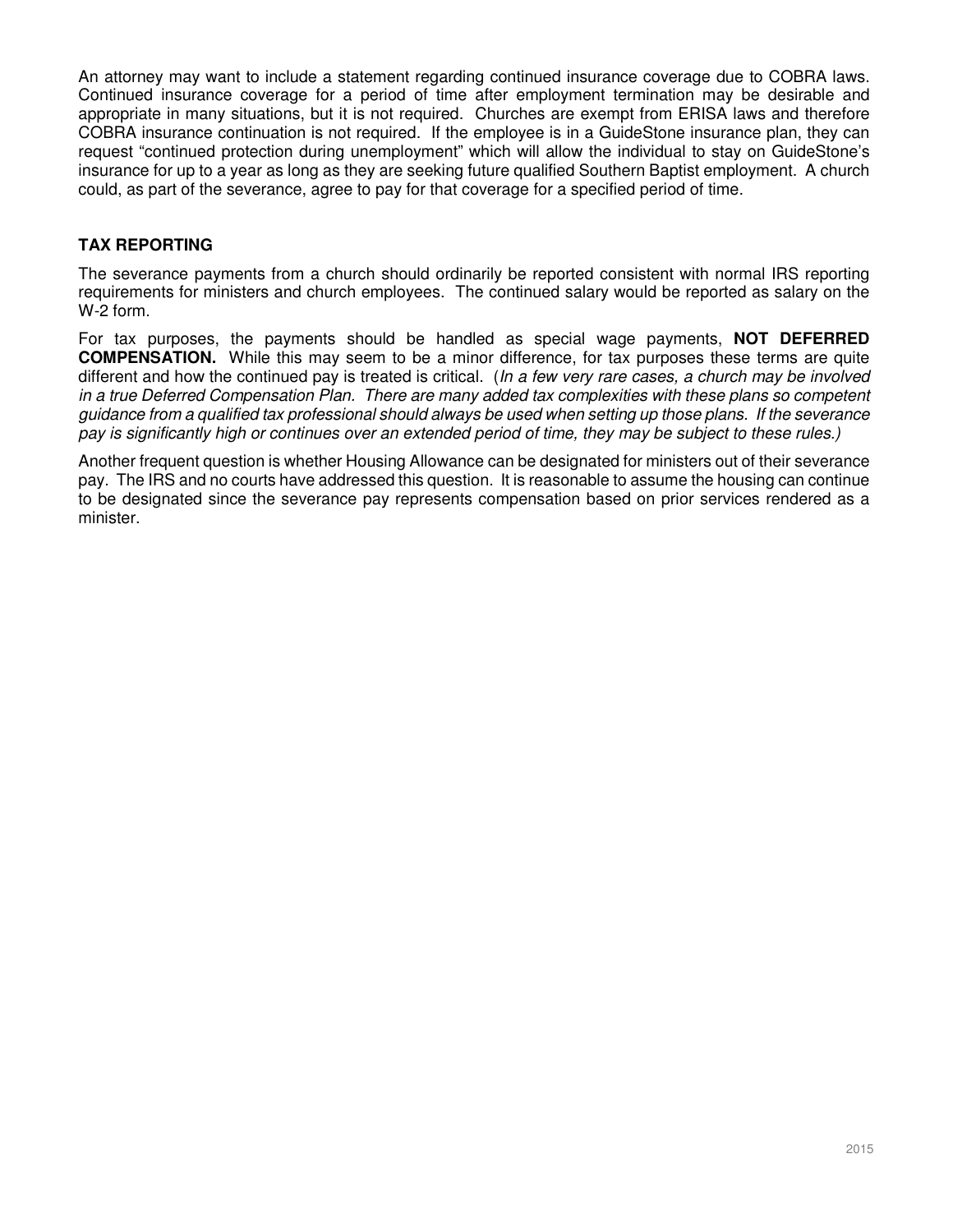An attorney may want to include a statement regarding continued insurance coverage due to COBRA laws. Continued insurance coverage for a period of time after employment termination may be desirable and appropriate in many situations, but it is not required. Churches are exempt from ERISA laws and therefore COBRA insurance continuation is not required. If the employee is in a GuideStone insurance plan, they can request "continued protection during unemployment" which will allow the individual to stay on GuideStone's insurance for up to a year as long as they are seeking future qualified Southern Baptist employment. A church could, as part of the severance, agree to pay for that coverage for a specified period of time.

## TAX REPORTING

The severance payments from a church should ordinarily be reported consistent with normal IRS reporting requirements for ministers and church employees. The continued salary would be reported as salary on the W-2 form.

For tax purposes, the payments should be handled as special wage payments, **NOT DEFERRED COMPENSATION.** While this may seem to be a minor difference, for tax purposes these terms are quite different and how the continued pay is treated is critical. (*In a few very rare cases, a church may be involved in a true Deferred Compensation Plan. There are many added tax complexities with these plans so competent guidance from a qualified tax professional should always be used when setting up those plans. If the severance pay is significantly high or continues over an extended period of time, they may be subject to these rules.)*

Another frequent question is whether Housing Allowance can be designated for ministers out of their severance pay. The IRS and no courts have addressed this question. It is reasonable to assume the housing can continue to be designated since the severance pay represents compensation based on prior services rendered as a minister.